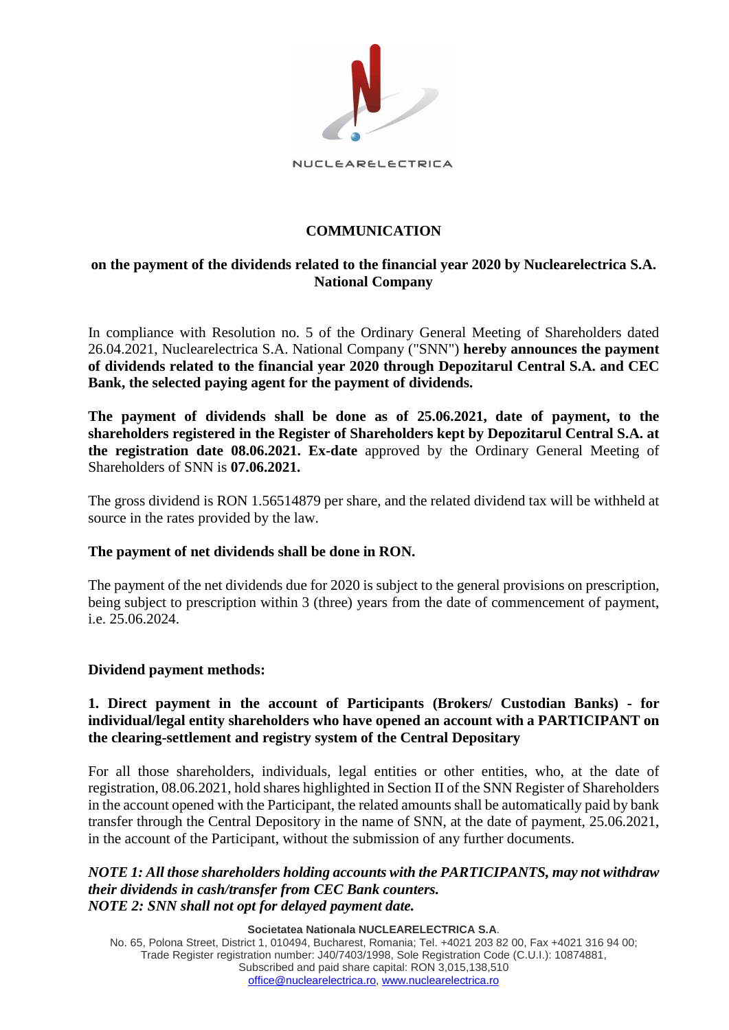# COMMUNICATION

## on the payment of the dividends related to the financial year 2020 by Nuclearelectrica S.A. National Company

In compliance with Resolution no. 5 of the Ordinary General Meeting of Shareholders dated 26.04.2021, Nuclearelectrica S.A. National Company ("SNN") **hereby announces the payment of dividends related to the financial year 2020 through Depozitarul Central S.A. and CEC Bank, the selected paying agent for the payment of dividends.**

**The payment of dividends shall be done as of 25.06.2021, date of payment, to the shareholders registered in the Register of Shareholders kept by Depozitarul Central S.A. at the registration date 08.06.2021. Ex-date** approved by the Ordinary General Meeting of Shareholders of SNN is **07.06.2021.**

The gross dividend is RON 1.56514879 per share, and the related dividend tax will be withheld at source in the rates provided by the law.

**The payment of net dividends shall be done in RON.**

The payment of the net dividends due for 2020 is subject to the general provisions on prescription, being subject to prescription within 3 (three) years from the date of commencement of payment, i.e. 25.06.2024.

**Dividend payment methods:**

**1. Direct payment in the account of Participants (Brokers/ Custodian Banks) - for individual/legal entity shareholders who have opened an account with a PARTICIPANT on the clearing-settlement and registry system of the Central Depositary**

For all those shareholders, individuals, legal entities or other entities, who, at the date of registration, 08.06.2021, hold shares highlighted in Section II of the SNN Register of Shareholders in the account opened with the Participant, the related amounts shall be automatically paid by bank transfer through the Central Depository in the name of SNN, at the date of payment, 25.06.2021, in the account of the Participant, without the submission of any further documents.

***NOTE 1: All those shareholders holding accounts with the PARTICIPANTS, may not withdraw their dividends in cash/transfer from CEC Bank counters.***
***NOTE 2: SNN shall not opt for delayed payment date.***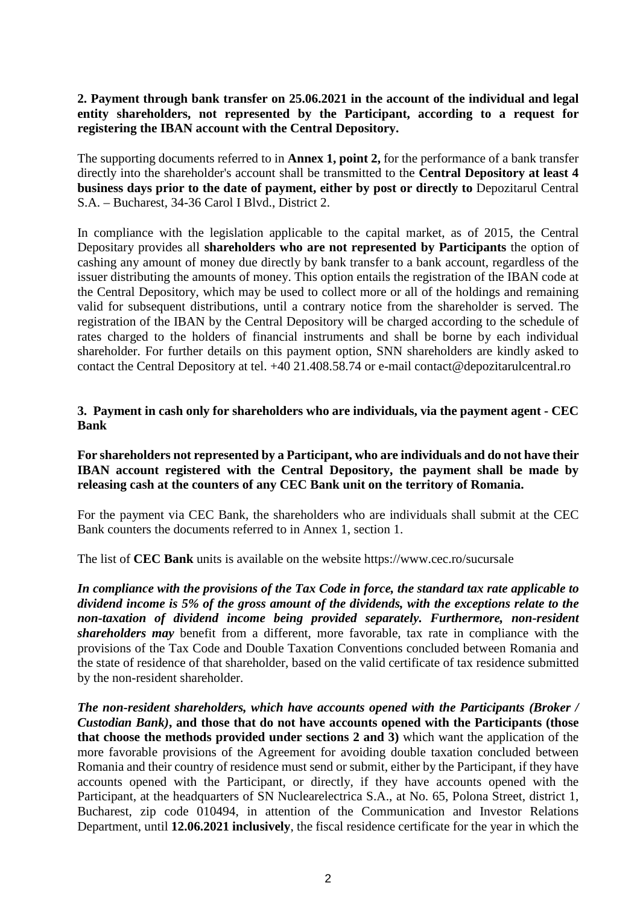**2. Payment through bank transfer on 25.06.2021 in the account of the individual and legal entity shareholders, not represented by the Participant, according to a request for registering the IBAN account with the Central Depository.**

The supporting documents referred to in **Annex 1, point 2,** for the performance of a bank transfer directly into the shareholder's account shall be transmitted to the **Central Depository at least 4 business days prior to the date of payment, either by post or directly to** Depozitarul Central S.A. – Bucharest, 34-36 Carol I Blvd., District 2.

In compliance with the legislation applicable to the capital market, as of 2015, the Central Depositary provides all **shareholders who are not represented by Participants** the option of cashing any amount of money due directly by bank transfer to a bank account, regardless of the issuer distributing the amounts of money. This option entails the registration of the IBAN code at the Central Depository, which may be used to collect more or all of the holdings and remaining valid for subsequent distributions, until a contrary notice from the shareholder is served. The registration of the IBAN by the Central Depository will be charged according to the schedule of rates charged to the holders of financial instruments and shall be borne by each individual shareholder. For further details on this payment option, SNN shareholders are kindly asked to contact the Central Depository at tel. +40 21.408.58.74 or e-mail contact@depozitarulcentral.ro

**3. Payment in cash only for shareholders who are individuals, via the payment agent - CEC Bank**

**For shareholders not represented by a Participant, who are individuals and do not have their IBAN account registered with the Central Depository, the payment shall be made by releasing cash at the counters of any CEC Bank unit on the territory of Romania.**

For the payment via CEC Bank, the shareholders who are individuals shall submit at the CEC Bank counters the documents referred to in Annex 1, section 1.

The list of **CEC Bank** units is available on the website https://www.cec.ro/sucursale

***In compliance with the provisions of the Tax Code in force, the standard tax rate applicable to dividend income is 5% of the gross amount of the dividends, with the exceptions relate to the non-taxation of dividend income being provided separately. Furthermore, non-resident shareholders may*** benefit from a different, more favorable, tax rate in compliance with the provisions of the Tax Code and Double Taxation Conventions concluded between Romania and the state of residence of that shareholder, based on the valid certificate of tax residence submitted by the non-resident shareholder.

***The non-resident shareholders, which have accounts opened with the Participants (Broker / Custodian Bank)*, and those that do not have accounts opened with the Participants (those that choose the methods provided under sections 2 and 3)** which want the application of the more favorable provisions of the Agreement for avoiding double taxation concluded between Romania and their country of residence must send or submit, either by the Participant, if they have accounts opened with the Participant, or directly, if they have accounts opened with the Participant, at the headquarters of SN Nuclearelectrica S.A., at No. 65, Polona Street, district 1, Bucharest, zip code 010494, in attention of the Communication and Investor Relations Department, until **12.06.2021 inclusively**, the fiscal residence certificate for the year in which the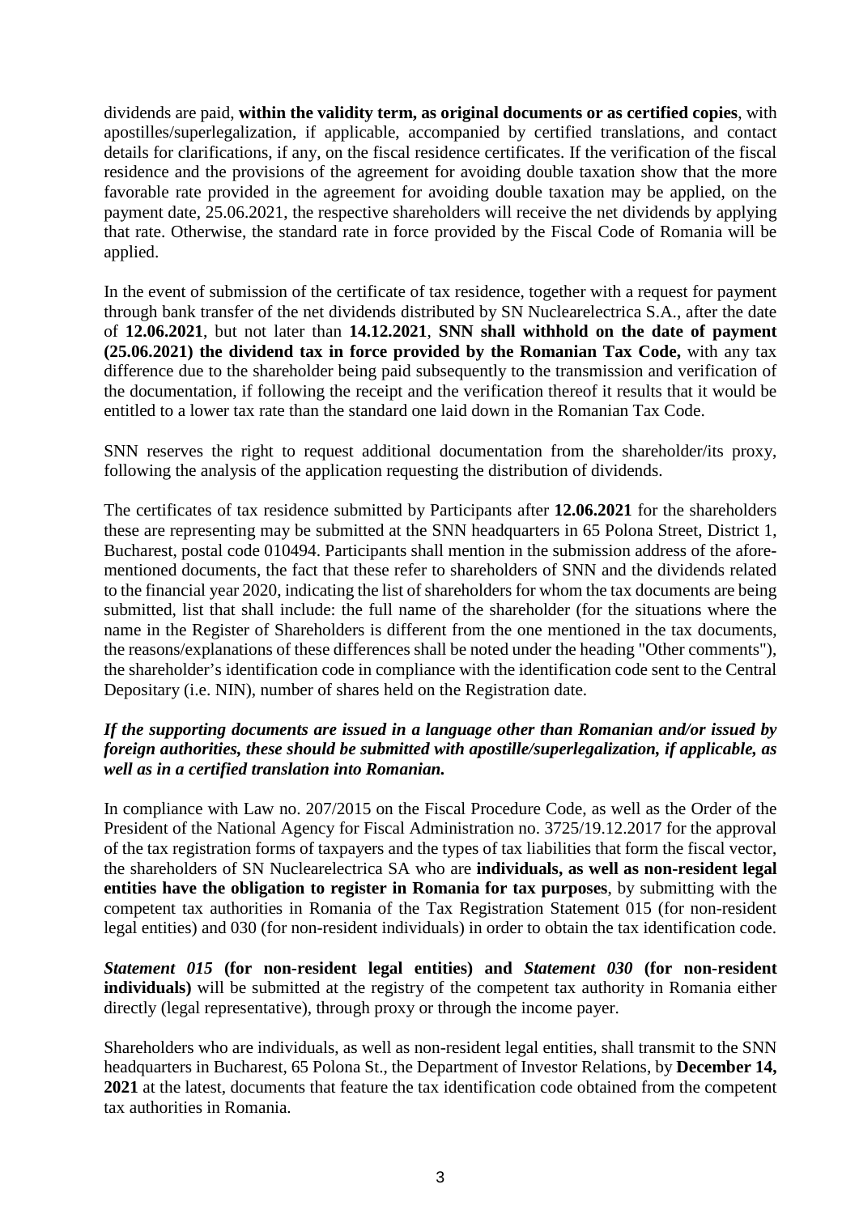dividends are paid, **within the validity term, as original documents or as certified copies**, with apostilles/superlegalization, if applicable, accompanied by certified translations, and contact details for clarifications, if any, on the fiscal residence certificates. If the verification of the fiscal residence and the provisions of the agreement for avoiding double taxation show that the more favorable rate provided in the agreement for avoiding double taxation may be applied, on the payment date, 25.06.2021, the respective shareholders will receive the net dividends by applying that rate. Otherwise, the standard rate in force provided by the Fiscal Code of Romania will be applied.

In the event of submission of the certificate of tax residence, together with a request for payment through bank transfer of the net dividends distributed by SN Nuclearelectrica S.A., after the date of **12.06.2021**, but not later than **14.12.2021**, **SNN shall withhold on the date of payment (25.06.2021) the dividend tax in force provided by the Romanian Tax Code,** with any tax difference due to the shareholder being paid subsequently to the transmission and verification of the documentation, if following the receipt and the verification thereof it results that it would be entitled to a lower tax rate than the standard one laid down in the Romanian Tax Code.

SNN reserves the right to request additional documentation from the shareholder/its proxy, following the analysis of the application requesting the distribution of dividends.

The certificates of tax residence submitted by Participants after **12.06.2021** for the shareholders these are representing may be submitted at the SNN headquarters in 65 Polona Street, District 1, Bucharest, postal code 010494. Participants shall mention in the submission address of the afore-mentioned documents, the fact that these refer to shareholders of SNN and the dividends related to the financial year 2020, indicating the list of shareholders for whom the tax documents are being submitted, list that shall include: the full name of the shareholder (for the situations where the name in the Register of Shareholders is different from the one mentioned in the tax documents, the reasons/explanations of these differences shall be noted under the heading "Other comments"), the shareholder's identification code in compliance with the identification code sent to the Central Depositary (i.e. NIN), number of shares held on the Registration date.

***If the supporting documents are issued in a language other than Romanian and/or issued by foreign authorities, these should be submitted with apostille/superlegalization, if applicable, as well as in a certified translation into Romanian.***

In compliance with Law no. 207/2015 on the Fiscal Procedure Code, as well as the Order of the President of the National Agency for Fiscal Administration no. 3725/19.12.2017 for the approval of the tax registration forms of taxpayers and the types of tax liabilities that form the fiscal vector, the shareholders of SN Nuclearelectrica SA who are **individuals, as well as non-resident legal entities have the obligation to register in Romania for tax purposes**, by submitting with the competent tax authorities in Romania of the Tax Registration Statement 015 (for non-resident legal entities) and 030 (for non-resident individuals) in order to obtain the tax identification code.

***Statement 015* (for non-resident legal entities) and *Statement 030* (for non-resident individuals)** will be submitted at the registry of the competent tax authority in Romania either directly (legal representative), through proxy or through the income payer.

Shareholders who are individuals, as well as non-resident legal entities, shall transmit to the SNN headquarters in Bucharest, 65 Polona St., the Department of Investor Relations, by **December 14, 2021** at the latest, documents that feature the tax identification code obtained from the competent tax authorities in Romania.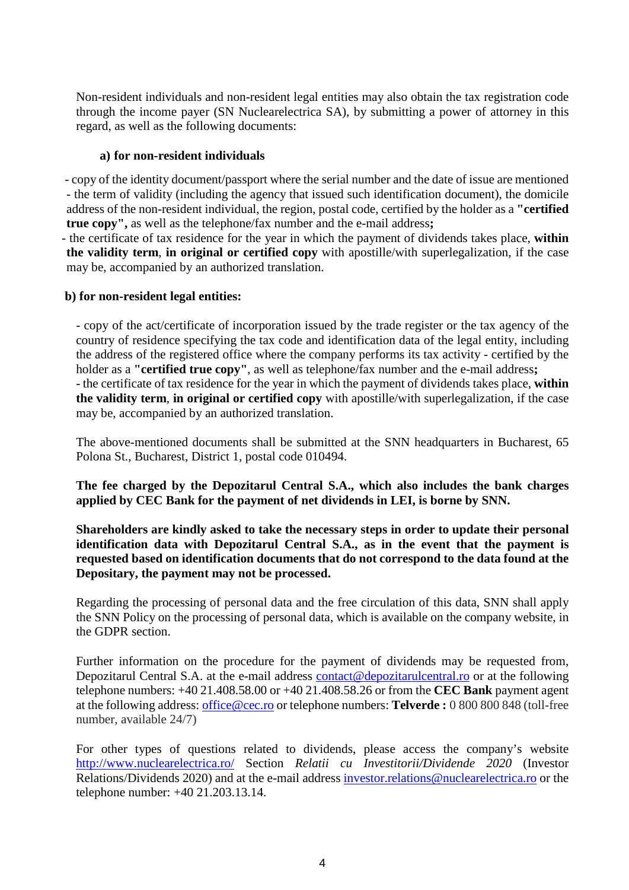Non-resident individuals and non-resident legal entities may also obtain the tax registration code through the income payer (SN Nuclearelectrica SA), by submitting a power of attorney in this regard, as well as the following documents:

**a) for non-resident individuals**

- copy of the identity document/passport where the serial number and the date of issue are mentioned - the term of validity (including the agency that issued such identification document), the domicile address of the non-resident individual, the region, postal code, certified by the holder as a **"certified true copy",** as well as the telephone/fax number and the e-mail address**;**
- the certificate of tax residence for the year in which the payment of dividends takes place, **within the validity term**, **in original or certified copy** with apostille/with superlegalization, if the case may be, accompanied by an authorized translation.

**b) for non-resident legal entities:**

- copy of the act/certificate of incorporation issued by the trade register or the tax agency of the country of residence specifying the tax code and identification data of the legal entity, including the address of the registered office where the company performs its tax activity - certified by the holder as a **"certified true copy"**, as well as telephone/fax number and the e-mail address**;**
- the certificate of tax residence for the year in which the payment of dividends takes place, **within the validity term**, **in original or certified copy** with apostille/with superlegalization, if the case may be, accompanied by an authorized translation.

The above-mentioned documents shall be submitted at the SNN headquarters in Bucharest, 65 Polona St., Bucharest, District 1, postal code 010494.

**The fee charged by the Depozitarul Central S.A., which also includes the bank charges applied by CEC Bank for the payment of net dividends in LEI, is borne by SNN.**

**Shareholders are kindly asked to take the necessary steps in order to update their personal identification data with Depozitarul Central S.A., as in the event that the payment is requested based on identification documents that do not correspond to the data found at the Depositary, the payment may not be processed.**

Regarding the processing of personal data and the free circulation of this data, SNN shall apply the SNN Policy on the processing of personal data, which is available on the company website, in the GDPR section.

Further information on the procedure for the payment of dividends may be requested from, Depozitarul Central S.A. at the e-mail address contact@depozitarulcentral.ro or at the following telephone numbers: +40 21.408.58.00 or +40 21.408.58.26 or from the **CEC Bank** payment agent at the following address: office@cec.ro or telephone numbers: **Telverde :** 0 800 800 848 (toll-free number, available 24/7)

For other types of questions related to dividends, please access the company's website http://www.nuclearelectrica.ro/ Section *Relatii cu Investitorii/Dividende 2020* (Investor Relations/Dividends 2020) and at the e-mail address investor.relations@nuclearelectrica.ro or the telephone number: +40 21.203.13.14.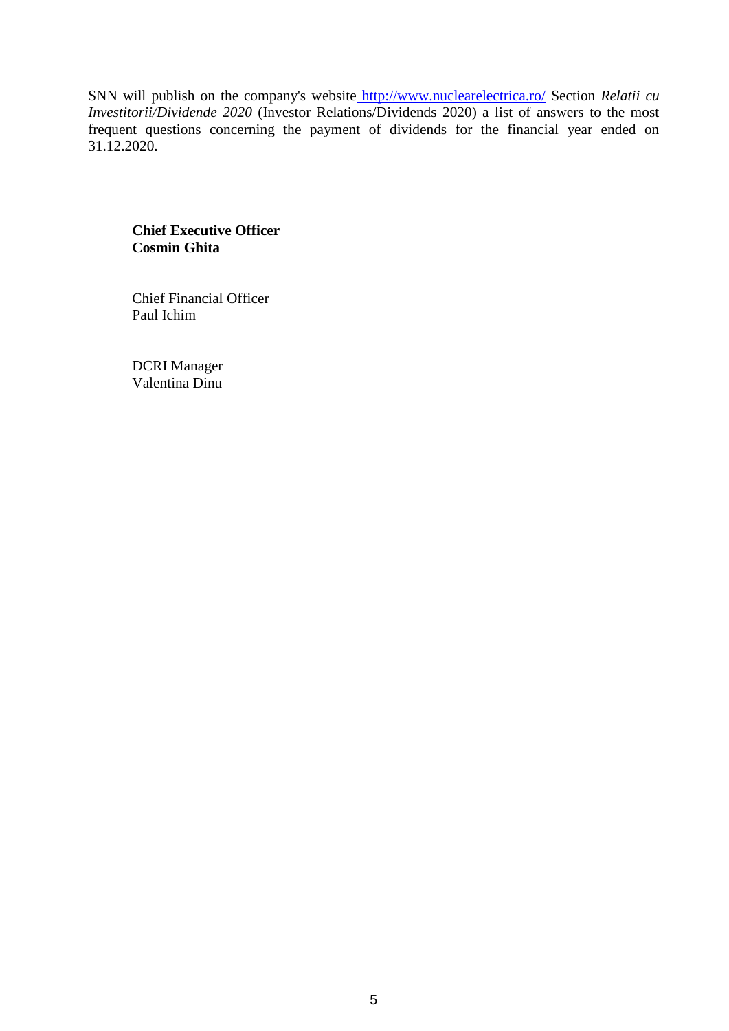SNN will publish on the company's website [http://www.nuclearelectrica.ro/](http://www.nuclearelectrica.ro/) Section *Relatii cu Investitorii/Dividende 2020* (Investor Relations/Dividends 2020) a list of answers to the most frequent questions concerning the payment of dividends for the financial year ended on 31.12.2020.

**Chief Executive Officer**
**Cosmin Ghita**

Chief Financial Officer
Paul Ichim

DCRI Manager
Valentina Dinu